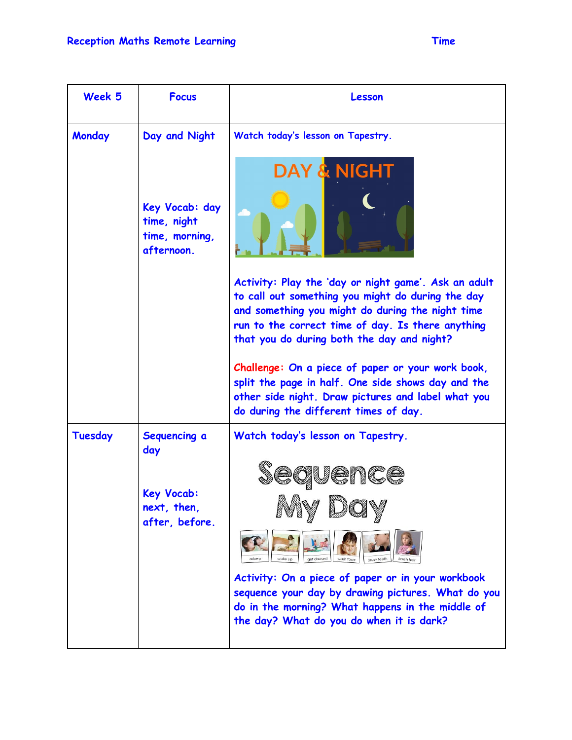Reception Maths Remote Learning — Time

| Week 5 | Focus | Lesson |
| --- | --- | --- |
| Monday | Day and Night<br><br>Key Vocab: day time, night time, morning, afternoon. | Watch today's lesson on Tapestry.<br><br>Activity: Play the 'day or night game'. Ask an adult to call out something you might do during the day and something you might do during the night time run to the correct time of day. Is there anything that you do during both the day and night?<br><br>Challenge: On a piece of paper or your work book, split the page in half. One side shows day and the other side night. Draw pictures and label what you do during the different times of day. |
| Tuesday | Sequencing a day<br><br>Key Vocab: next, then, after, before. | Watch today's lesson on Tapestry.<br><br>Activity: On a piece of paper or in your workbook sequence your day by drawing pictures. What do you do in the morning? What happens in the middle of the day? What do you do when it is dark? |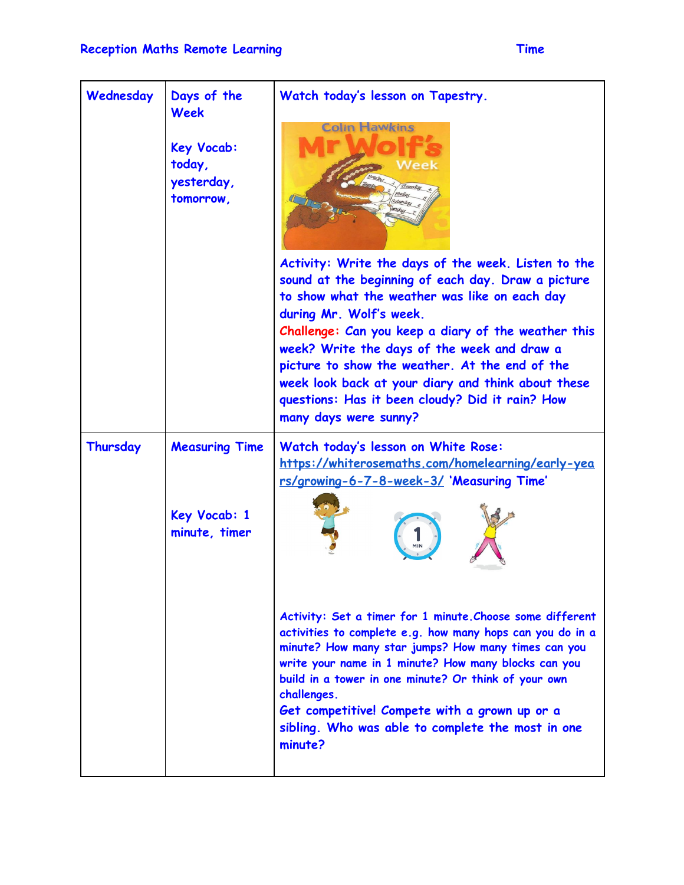| | | |
|---|---|---|
| Wednesday | Days of the Week<br><br>Key Vocab: today, yesterday, tomorrow, | Watch today's lesson on Tapestry.<br><br>Activity: Write the days of the week. Listen to the sound at the beginning of each day. Draw a picture to show what the weather was like on each day during Mr. Wolf's week.<br>Challenge: Can you keep a diary of the weather this week? Write the days of the week and draw a picture to show the weather. At the end of the week look back at your diary and think about these questions: Has it been cloudy? Did it rain? How many days were sunny? |
| Thursday | Measuring Time<br><br>Key Vocab: 1 minute, timer | Watch today's lesson on White Rose: https://whiterosemaths.com/homelearning/early-years/growing-6-7-8-week-3/ 'Measuring Time'<br><br>Activity: Set a timer for 1 minute.Choose some different activities to complete e.g. how many hops can you do in a minute? How many star jumps? How many times can you write your name in 1 minute? How many blocks can you build in a tower in one minute? Or think of your own challenges.<br>Get competitive! Compete with a grown up or a sibling. Who was able to complete the most in one minute? |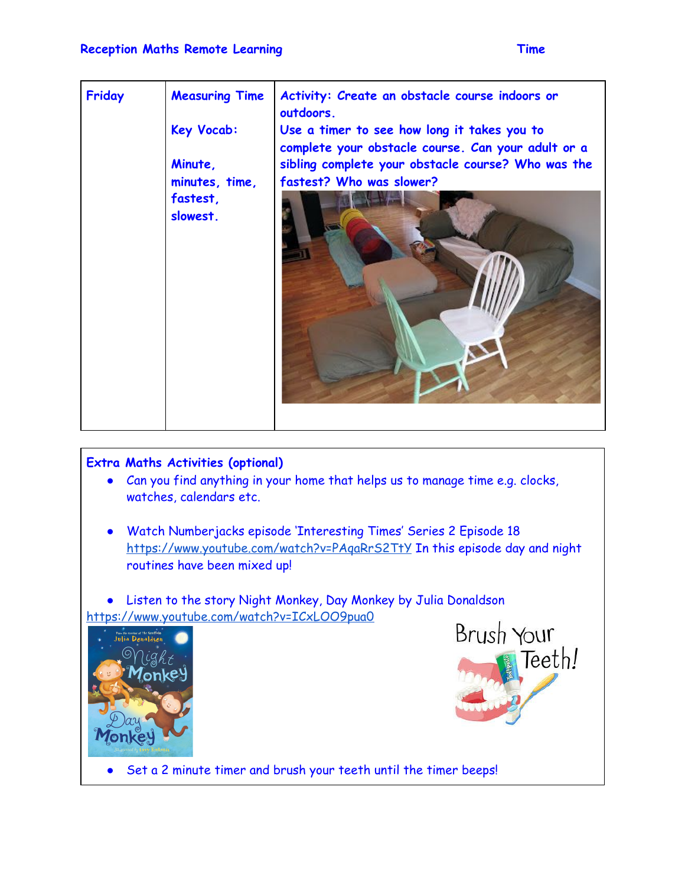**Reception Maths Remote Learning** **Time**

| | | |
|---|---|---|
| **Friday** | **Measuring Time**<br><br>**Key Vocab:**<br><br>**Minute, minutes, time, fastest, slowest.** | **Activity: Create an obstacle course indoors or outdoors.**<br>**Use a timer to see how long it takes you to complete your obstacle course. Can your adult or a sibling complete your obstacle course? Who was the fastest? Who was slower?** |

**Extra Maths Activities (optional)**

- Can you find anything in your home that helps us to manage time e.g. clocks, watches, calendars etc.
- Watch Numberjacks episode 'Interesting Times' Series 2 Episode 18 https://www.youtube.com/watch?v=PAqaRrS2TtY In this episode day and night routines have been mixed up!
- Listen to the story Night Monkey, Day Monkey by Julia Donaldson https://www.youtube.com/watch?v=ICxLOO9pua0
- Set a 2 minute timer and brush your teeth until the timer beeps!